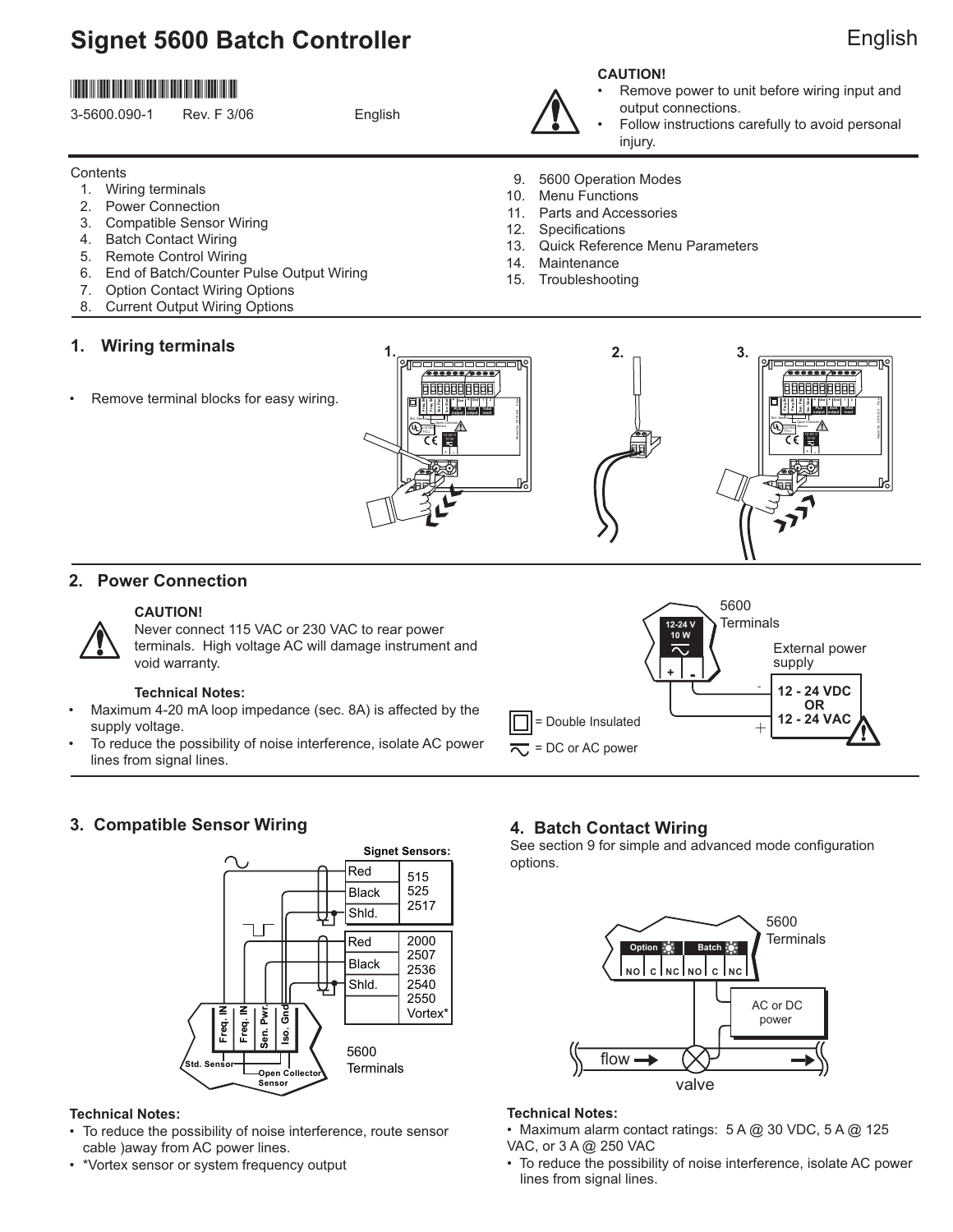# Signet 5600 Batch Controller

English

3-5600.090-1 Rev. F 3/06 English

**CAUTION!**

- Remove power to unit before wiring input and output connections.
- Follow instructions carefully to avoid personal injury.

Contents

1. Wiring terminals
2. Power Connection
3. Compatible Sensor Wiring
4. Batch Contact Wiring
5. Remote Control Wiring
6. End of Batch/Counter Pulse Output Wiring
7. Option Contact Wiring Options
8. Current Output Wiring Options
9. 5600 Operation Modes
10. Menu Functions
11. Parts and Accessories
12. Specifications
13. Quick Reference Menu Parameters
14. Maintenance
15. Troubleshooting

## 1. Wiring terminals

- Remove terminal blocks for easy wiring.

## 2. Power Connection

**CAUTION!**

Never connect 115 VAC or 230 VAC to rear power terminals. High voltage AC will damage instrument and void warranty.

**Technical Notes:**

- Maximum 4-20 mA loop impedance (sec. 8A) is affected by the supply voltage.
- To reduce the possibility of noise interference, isolate AC power lines from signal lines.

5600 Terminals: 12-24 V 10 W, + -

External power supply: 12 - 24 VDC OR 12 - 24 VAC

= Double Insulated

= DC or AC power

## 3. Compatible Sensor Wiring

Signet Sensors:

| Wire | Sensors |
|---|---|
| Red, Black, Shld. | 515, 525, 2517 |
| Red, Black, Shld. | 2000, 2507, 2536, 2540, 2550, Vortex* |

5600 Terminals: Freq. IN, Freq. IN, Sen. Pwr., Iso. Gnd (Std. Sensor, Open Collector Sensor)

**Technical Notes:**

- To reduce the possibility of noise interference, route sensor cable )away from AC power lines.
- *Vortex sensor or system frequency output

## 4. Batch Contact Wiring

See section 9 for simple and advanced mode configuration options.

5600 Terminals: Option (NO, C, NC), Batch (NO, C, NC); AC or DC power; flow; valve

**Technical Notes:**

- Maximum alarm contact ratings: 5 A @ 30 VDC, 5 A @ 125 VAC, or 3 A @ 250 VAC
- To reduce the possibility of noise interference, isolate AC power lines from signal lines.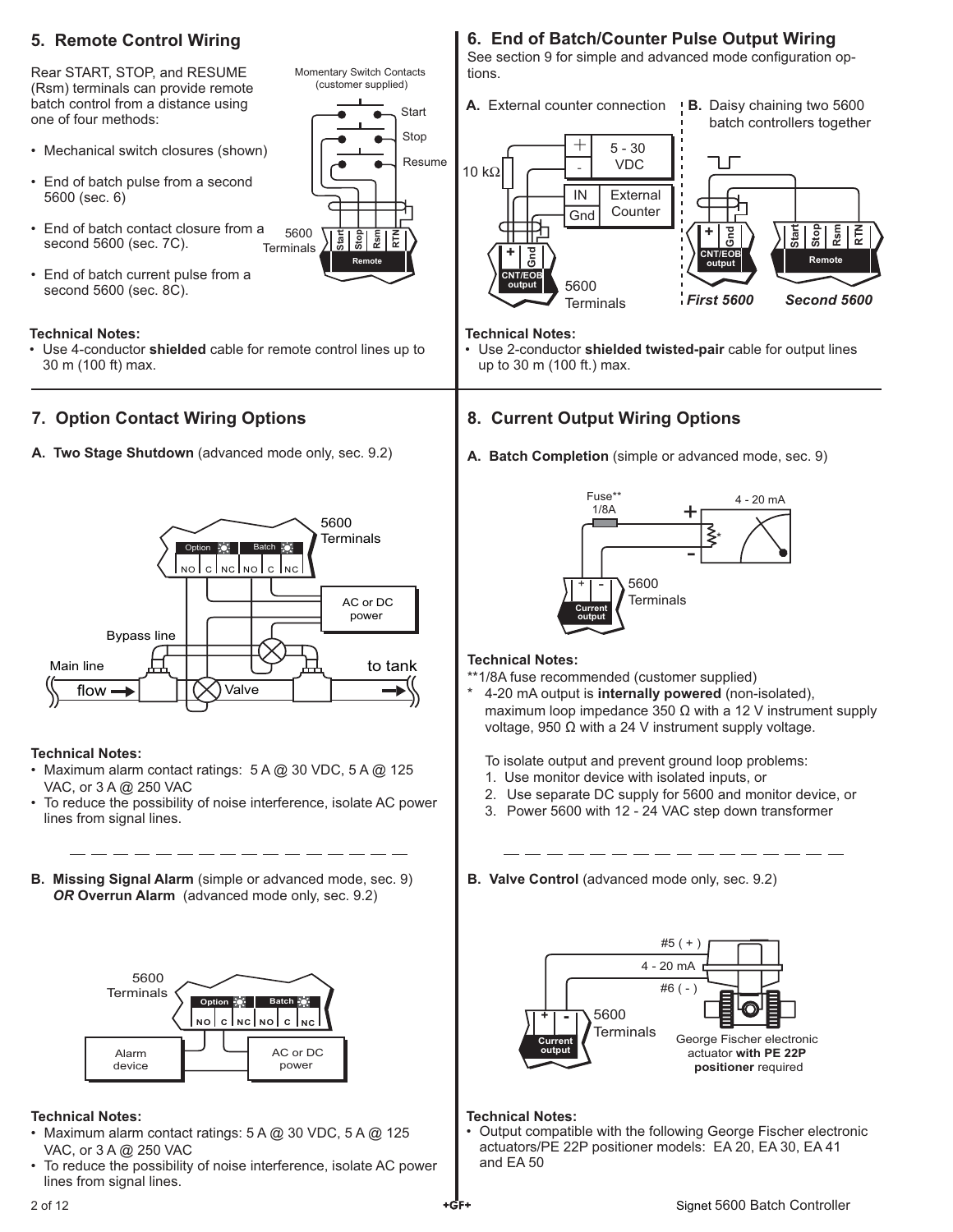## 5. Remote Control Wiring

Rear START, STOP, and RESUME (Rsm) terminals can provide remote batch control from a distance using one of four methods:

- Mechanical switch closures (shown)
- End of batch pulse from a second 5600 (sec. 6)
- End of batch contact closure from a second 5600 (sec. 7C).
- End of batch current pulse from a second 5600 (sec. 8C).

Momentary Switch Contacts (customer supplied)

Start
Stop
Resume

5600 Terminals

Start Stop Rsm RTN
Remote

**Technical Notes:**

- Use 4-conductor **shielded** cable for remote control lines up to 30 m (100 ft) max.

## 6. End of Batch/Counter Pulse Output Wiring

See section 9 for simple and advanced mode configuration options.

**A.** External counter connection

**B.** Daisy chaining two 5600 batch controllers together

10 kΩ

+ - 5 - 30 VDC

IN Gnd External Counter

+ Gnd CNT/EOB output

5600 Terminals

*First 5600* *Second 5600*

Start Stop Rsm RTN Remote

**Technical Notes:**

- Use 2-conductor **shielded twisted-pair** cable for output lines up to 30 m (100 ft.) max.

## 7. Option Contact Wiring Options

**A. Two Stage Shutdown** (advanced mode only, sec. 9.2)

5600 Terminals

Option Batch
NO C NC NO C NC

AC or DC power

Bypass line

Main line

flow

Valve

to tank

**Technical Notes:**

- Maximum alarm contact ratings: 5 A @ 30 VDC, 5 A @ 125 VAC, or 3 A @ 250 VAC
- To reduce the possibility of noise interference, isolate AC power lines from signal lines.

**B. Missing Signal Alarm** (simple or advanced mode, sec. 9) ***OR* Overrun Alarm** (advanced mode only, sec. 9.2)

5600 Terminals

Option Batch
NO C NC NO C NC

Alarm device

AC or DC power

**Technical Notes:**

- Maximum alarm contact ratings: 5 A @ 30 VDC, 5 A @ 125 VAC, or 3 A @ 250 VAC
- To reduce the possibility of noise interference, isolate AC power lines from signal lines.

## 8. Current Output Wiring Options

**A. Batch Completion** (simple or advanced mode, sec. 9)

Fuse** 1/8A

4 - 20 mA

+ -

Current output

5600 Terminals

**Technical Notes:**

**1/8A fuse recommended (customer supplied)

\* 4-20 mA output is **internally powered** (non-isolated), maximum loop impedance 350 Ω with a 12 V instrument supply voltage, 950 Ω with a 24 V instrument supply voltage.

To isolate output and prevent ground loop problems:

1. Use monitor device with isolated inputs, or
2. Use separate DC supply for 5600 and monitor device, or
3. Power 5600 with 12 - 24 VAC step down transformer

**B. Valve Control** (advanced mode only, sec. 9.2)

#5 ( + )

4 - 20 mA

#6 ( - )

+ -

Current output

5600 Terminals

George Fischer electronic actuator **with PE 22P positioner** required

**Technical Notes:**

- Output compatible with the following George Fischer electronic actuators/PE 22P positioner models: EA 20, EA 30, EA 41 and EA 50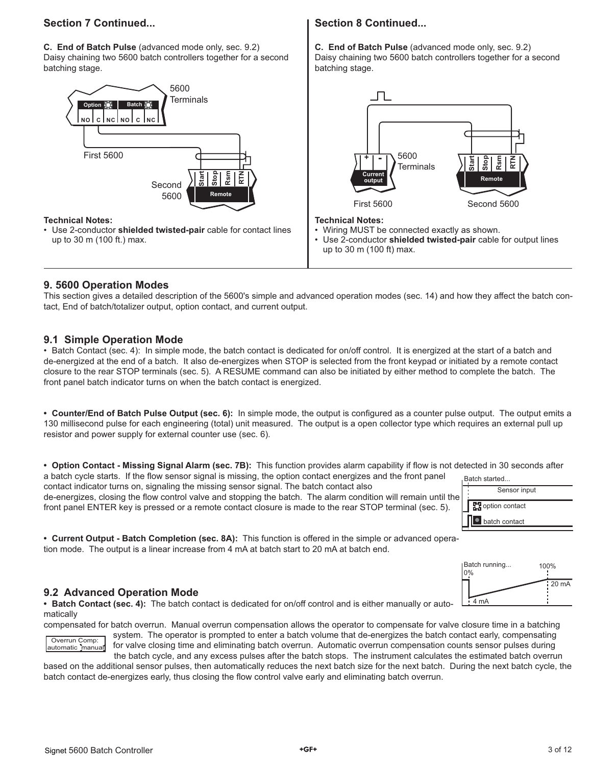## Section 7 Continued...

**C. End of Batch Pulse** (advanced mode only, sec. 9.2)
Daisy chaining two 5600 batch controllers together for a second batching stage.

**Technical Notes:**

- Use 2-conductor **shielded twisted-pair** cable for contact lines up to 30 m (100 ft.) max.

## Section 8 Continued...

**C. End of Batch Pulse** (advanced mode only, sec. 9.2)
Daisy chaining two 5600 batch controllers together for a second batching stage.

**Technical Notes:**

- Wiring MUST be connected exactly as shown.
- Use 2-conductor **shielded twisted-pair** cable for output lines up to 30 m (100 ft) max.

## 9. 5600 Operation Modes

This section gives a detailed description of the 5600's simple and advanced operation modes (sec. 14) and how they affect the batch contact, End of batch/totalizer output, option contact, and current output.

### 9.1 Simple Operation Mode

- Batch Contact (sec. 4): In simple mode, the batch contact is dedicated for on/off control. It is energized at the start of a batch and de-energized at the end of a batch. It also de-energizes when STOP is selected from the front keypad or initiated by a remote contact closure to the rear STOP terminals (sec. 5). A RESUME command can also be initiated by either method to complete the batch. The front panel batch indicator turns on when the batch contact is energized.

- **Counter/End of Batch Pulse Output (sec. 6):** In simple mode, the output is configured as a counter pulse output. The output emits a 130 millisecond pulse for each engineering (total) unit measured. The output is a open collector type which requires an external pull up resistor and power supply for external counter use (sec. 6).

- **Option Contact - Missing Signal Alarm (sec. 7B):** This function provides alarm capability if flow is not detected in 30 seconds after a batch cycle starts. If the flow sensor signal is missing, the option contact energizes and the front panel contact indicator turns on, signaling the missing sensor signal. The batch contact also de-energizes, closing the flow control valve and stopping the batch. The alarm condition will remain until the front panel ENTER key is pressed or a remote contact closure is made to the rear STOP terminal (sec. 5).

- **Current Output - Batch Completion (sec. 8A):** This function is offered in the simple or advanced operation mode. The output is a linear increase from 4 mA at batch start to 20 mA at batch end.

### 9.2 Advanced Operation Mode

- **Batch Contact (sec. 4):** The batch contact is dedicated for on/off control and is either manually or automatically compensated for batch overrun. Manual overrun compensation allows the operator to compensate for valve closure time in a batching system. The operator is prompted to enter a batch volume that de-energizes the batch contact early, compensating for valve closing time and eliminating batch overrun. Automatic overrun compensation counts sensor pulses during the batch cycle, and any excess pulses after the batch stops. The instrument calculates the estimated batch overrun based on the additional sensor pulses, then automatically reduces the next batch size for the next batch. During the next batch cycle, the batch contact de-energizes early, thus closing the flow control valve early and eliminating batch overrun.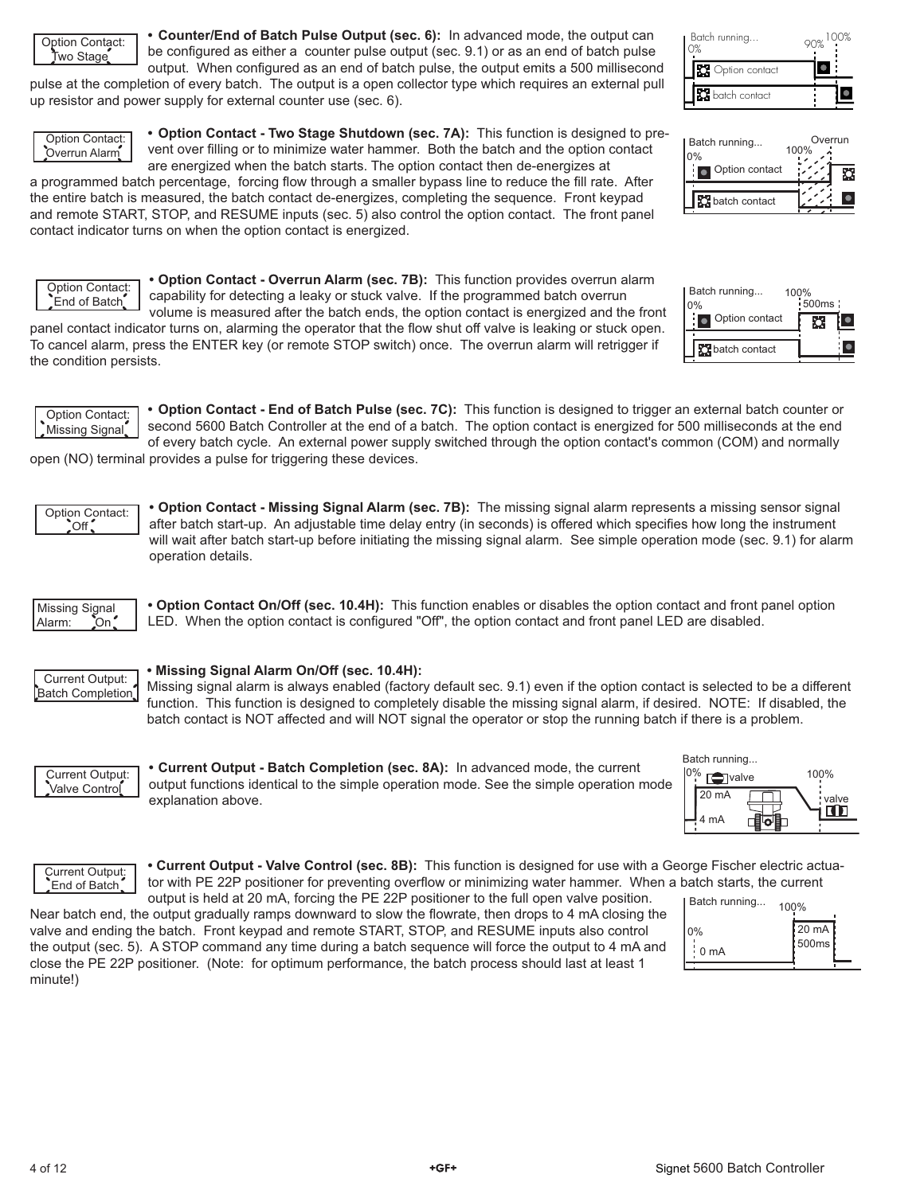Option Contact: Two Stage

**• Counter/End of Batch Pulse Output (sec. 6):** In advanced mode, the output can be configured as either a counter pulse output (sec. 9.1) or as an end of batch pulse output. When configured as an end of batch pulse, the output emits a 500 millisecond pulse at the completion of every batch. The output is a open collector type which requires an external pull up resistor and power supply for external counter use (sec. 6).

Option Contact: Overrun Alarm

**• Option Contact - Two Stage Shutdown (sec. 7A):** This function is designed to prevent over filling or to minimize water hammer. Both the batch and the option contact are energized when the batch starts. The option contact then de-energizes at a programmed batch percentage, forcing flow through a smaller bypass line to reduce the fill rate. After the entire batch is measured, the batch contact de-energizes, completing the sequence. Front keypad and remote START, STOP, and RESUME inputs (sec. 5) also control the option contact. The front panel contact indicator turns on when the option contact is energized.

Option Contact: End of Batch

**• Option Contact - Overrun Alarm (sec. 7B):** This function provides overrun alarm capability for detecting a leaky or stuck valve. If the programmed batch overrun volume is measured after the batch ends, the option contact is energized and the front panel contact indicator turns on, alarming the operator that the flow shut off valve is leaking or stuck open. To cancel alarm, press the ENTER key (or remote STOP switch) once. The overrun alarm will retrigger if the condition persists.

Option Contact: Missing Signal

**• Option Contact - End of Batch Pulse (sec. 7C):** This function is designed to trigger an external batch counter or second 5600 Batch Controller at the end of a batch. The option contact is energized for 500 milliseconds at the end of every batch cycle. An external power supply switched through the option contact's common (COM) and normally open (NO) terminal provides a pulse for triggering these devices.

Option Contact: Off

**• Option Contact - Missing Signal Alarm (sec. 7B):** The missing signal alarm represents a missing sensor signal after batch start-up. An adjustable time delay entry (in seconds) is offered which specifies how long the instrument will wait after batch start-up before initiating the missing signal alarm. See simple operation mode (sec. 9.1) for alarm operation details.

Missing Signal Alarm: On

**• Option Contact On/Off (sec. 10.4H):** This function enables or disables the option contact and front panel option LED. When the option contact is configured "Off", the option contact and front panel LED are disabled.

Current Output: Batch Completion

**• Missing Signal Alarm On/Off (sec. 10.4H):**
Missing signal alarm is always enabled (factory default sec. 9.1) even if the option contact is selected to be a different function. This function is designed to completely disable the missing signal alarm, if desired. NOTE: If disabled, the batch contact is NOT affected and will NOT signal the operator or stop the running batch if there is a problem.

Current Output: Valve Control

**• Current Output - Batch Completion (sec. 8A):** In advanced mode, the current output functions identical to the simple operation mode. See the simple operation mode explanation above.

Current Output: End of Batch

**• Current Output - Valve Control (sec. 8B):** This function is designed for use with a George Fischer electric actuator with PE 22P positioner for preventing overflow or minimizing water hammer. When a batch starts, the current output is held at 20 mA, forcing the PE 22P positioner to the full open valve position. Near batch end, the output gradually ramps downward to slow the flowrate, then drops to 4 mA closing the valve and ending the batch. Front keypad and remote START, STOP, and RESUME inputs also control the output (sec. 5). A STOP command any time during a batch sequence will force the output to 4 mA and close the PE 22P positioner. (Note: for optimum performance, the batch process should last at least 1 minute!)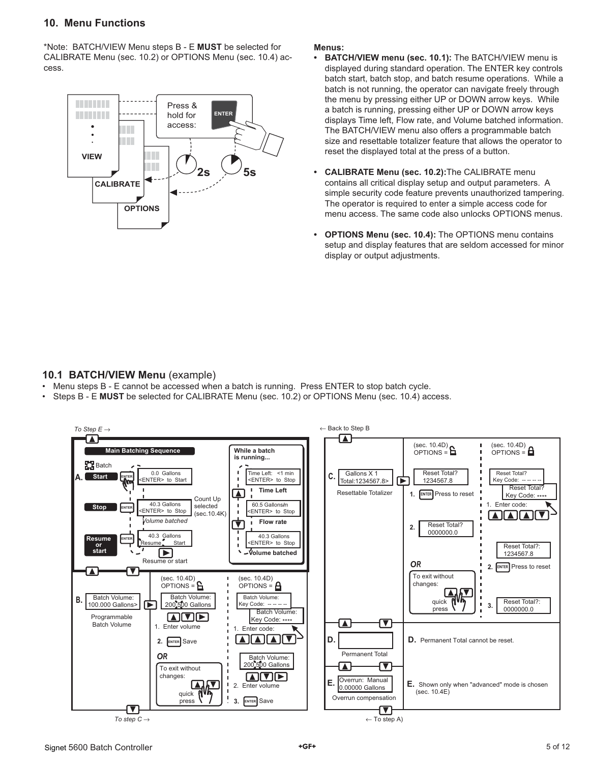## 10. Menu Functions

*Note: BATCH/VIEW Menu steps B - E **MUST** be selected for CALIBRATE Menu (sec. 10.2) or OPTIONS Menu (sec. 10.4) access.

Press & hold for access: ENTER

2s — CALIBRATE
5s — OPTIONS

VIEW
CALIBRATE
OPTIONS

**Menus:**

- **BATCH/VIEW menu (sec. 10.1):** The BATCH/VIEW menu is displayed during standard operation. The ENTER key controls batch start, batch stop, and batch resume operations. While a batch is not running, the operator can navigate freely through the menu by pressing either UP or DOWN arrow keys. While a batch is running, pressing either UP or DOWN arrow keys displays Time left, Flow rate, and Volume batched information. The BATCH/VIEW menu also offers a programmable batch size and resettable totalizer feature that allows the operator to reset the displayed total at the press of a button.
- **CALIBRATE Menu (sec. 10.2):** The CALIBRATE menu contains all critical display setup and output parameters. A simple security code feature prevents unauthorized tampering. The operator is required to enter a simple access code for menu access. The same code also unlocks OPTIONS menus.
- **OPTIONS Menu (sec. 10.4):** The OPTIONS menu contains setup and display features that are seldom accessed for minor display or output adjustments.

### 10.1 BATCH/VIEW Menu (example)

- Menu steps B - E cannot be accessed when a batch is running. Press ENTER to stop batch cycle.
- Steps B - E **MUST** be selected for CALIBRATE Menu (sec. 10.2) or OPTIONS Menu (sec. 10.4) access.

*To Step E →*

**Main Batching Sequence**

Batch

**A.**
- **Start** — ENTER — 0.0 Gallons <ENTER> to Start
- **Stop** — ENTER — 40.3 Gallons <ENTER> to Stop — *Volume batched* — Count Up selected (sec.10.4K)
- **Resume or start** — ENTER — 40.3 Gallons Resume Start — ▶ Resume or start

**While a batch is running...**
- Time Left: <1 min <ENTER> to Stop — **Time Left**
- 60.5 Gallons/m <ENTER> to Stop — **Flow rate**
- 40.3 Gallons <ENTER> to Stop — **Volume batched**

**B.** Batch Volume: 100.000 Gallons> — Programmable Batch Volume

(sec. 10.4D) OPTIONS = (unlocked)
- Batch Volume: 200.500 Gallons
- 1. Enter volume
- 2. ENTER Save
- *OR*
- To exit without changes: quick press

(sec. 10.4D) OPTIONS = (locked)
- Batch Volume: Key Code: -- -- -- --
- Batch Volume: Key Code: ****
- 1. Enter code:
- Batch Volume: 200.500 Gallons
- 2. Enter volume
- 3. ENTER Save

*To step C →*

*← Back to Step B*

**C.** Gallons X 1 Total:1234567.8> — Resettable Totalizer

(sec. 10.4D) OPTIONS = (unlocked)
- Reset Total? 1234567.8
- 1. ENTER Press to reset
- 2. Reset Total? 0000000.0
- *OR*
- To exit without changes: quick press

(sec. 10.4D) OPTIONS = (locked)
- Reset Total? Key Code: -- -- -- --
- Reset Total? Key Code: ****
- 1. Enter code:
- Reset Total?: 1234567.8
- 2. ENTER Press to reset
- 3. Reset Total?: 0000000.0

**D.** Permanent Total — **D.** Permanent Total cannot be reset.

**E.** Overrun: Manual 0.00000 Gallons — Overrun compensation — **E.** Shown only when "advanced" mode is chosen (sec. 10.4E)

*← To step A)*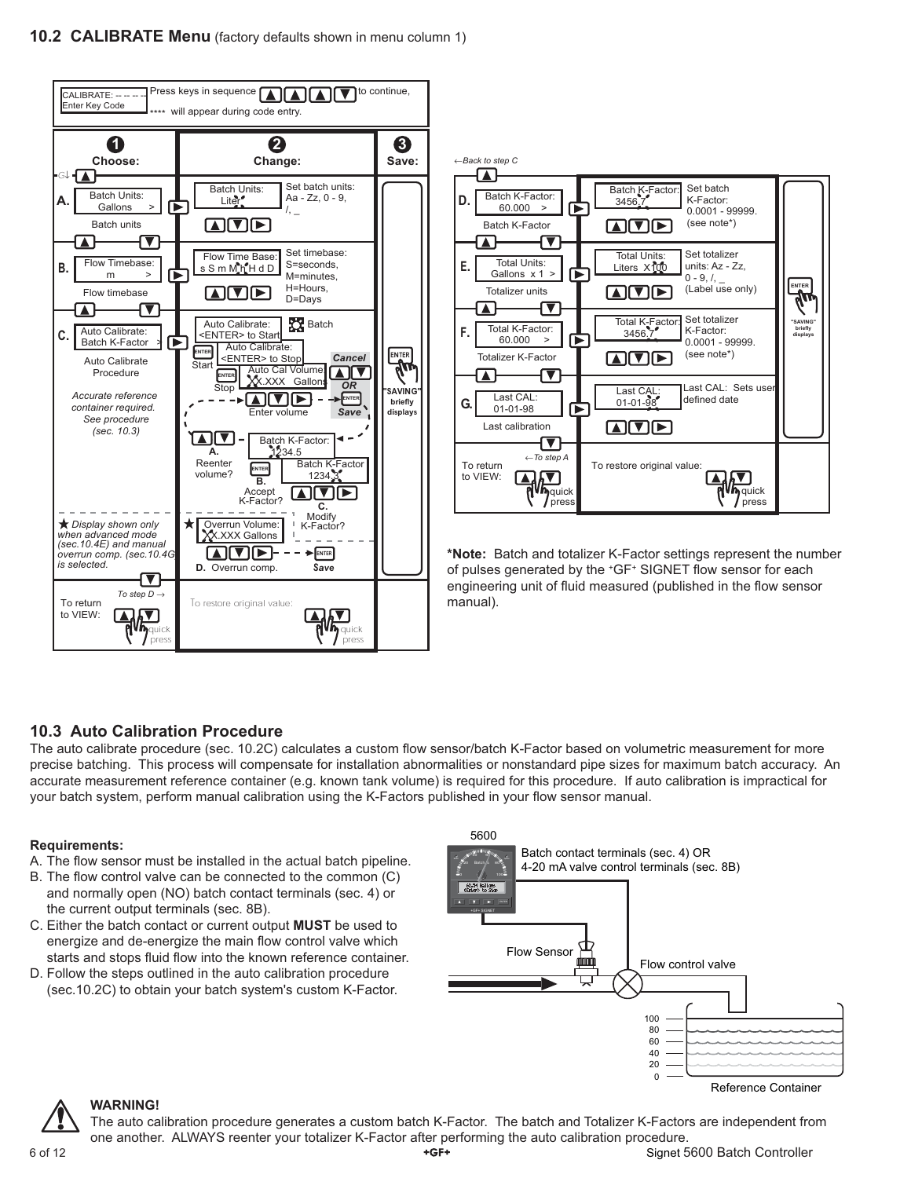## 10.2 CALIBRATE Menu (factory defaults shown in menu column 1)

CALIBRATE: -- -- -- --
Enter Key Code

Press keys in sequence ▲ ▲ ▲ ▼ to continue, **** will appear during code entry.

| 1 Choose: | 2 Change: | 3 Save: |
|---|---|---|
| **A.** Batch Units: Gallons > — Batch units | Batch Units: Liter — Set batch units: Aa - Zz, 0 - 9, /, _ | ENTER "SAVING" briefly displays |
| **B.** Flow Timebase: m > — Flow timebase | Flow Time Base: s S m M h H d D — Set timebase: S=seconds, M=minutes, H=Hours, D=Days | |
| **C.** Auto Calibrate: Batch K-Factor > — Auto Calibrate Procedure. *Accurate reference container required. See procedure (sec. 10.3)* | Auto Calibrate: <ENTER> to Start — Batch. ENTER Start → Auto Calibrate: <ENTER> to Stop. ENTER Stop → Auto Cal Volume: X.XXX Gallons. Enter volume. Cancel OR Save → Batch K-Factor: 1234.5. A. Reenter volume? B. Accept K-Factor? (Batch K-Factor 1234.3) C. Modify K-Factor? | |
| ★ *Display shown only when advanced mode (sec.10.4E) and manual overrun comp. (sec.10.4G) is selected.* | ★ Overrun Volume: X.XXX Gallons — D. Overrun comp. — Save | |
| To return to VIEW: ▲▼ quick press (*To step D →*) | To restore original value: ▲▼ quick press | |

*←Back to step C*

| 1 Choose: | 2 Change: | 3 Save: |
|---|---|---|
| **D.** Batch K-Factor: 60.000 > — Batch K-Factor | Batch K-Factor: 3456.7 — Set batch K-Factor: 0.0001 - 99999. (see note*) | ENTER "SAVING" briefly displays |
| **E.** Total Units: Gallons x 1 > — Totalizer units | Total Units: Liters X100 — Set totalizer units: Az - Zz, 0 - 9, /, _ (Label use only) | |
| **F.** Total K-Factor: 60.000 > — Totalizer K-Factor | Total K-Factor: 3456.7 — Set totalizer K-Factor: 0.0001 - 99999. (see note*) | |
| **G.** Last CAL: 01-01-98 — Last calibration | Last CAL: 01-01-98 — Last CAL: Sets user defined date | |
| To return to VIEW: ▲▼ quick press (*←To step A*) | To restore original value: ▲▼ quick press | |

***Note:** Batch and totalizer K-Factor settings represent the number of pulses generated by the +GF+ SIGNET flow sensor for each engineering unit of fluid measured (published in the flow sensor manual).

## 10.3 Auto Calibration Procedure

The auto calibrate procedure (sec. 10.2C) calculates a custom flow sensor/batch K-Factor based on volumetric measurement for more precise batching. This process will compensate for installation abnormalities or nonstandard pipe sizes for maximum batch accuracy. An accurate measurement reference container (e.g. known tank volume) is required for this procedure. If auto calibration is impractical for your batch system, perform manual calibration using the K-Factors published in your flow sensor manual.

**Requirements:**

A. The flow sensor must be installed in the actual batch pipeline.
B. The flow control valve can be connected to the common (C) and normally open (NO) batch contact terminals (sec. 4) or the current output terminals (sec. 8B).
C. Either the batch contact or current output **MUST** be used to energize and de-energize the main flow control valve which starts and stops fluid flow into the known reference container.
D. Follow the steps outlined in the auto calibration procedure (sec.10.2C) to obtain your batch system's custom K-Factor.

5600 — Batch contact terminals (sec. 4) OR 4-20 mA valve control terminals (sec. 8B); Flow Sensor; Flow control valve; Reference Container (0, 20, 40, 60, 80, 100)

**WARNING!**
The auto calibration procedure generates a custom batch K-Factor. The batch and Totalizer K-Factors are independent from one another. ALWAYS reenter your totalizer K-Factor after performing the auto calibration procedure.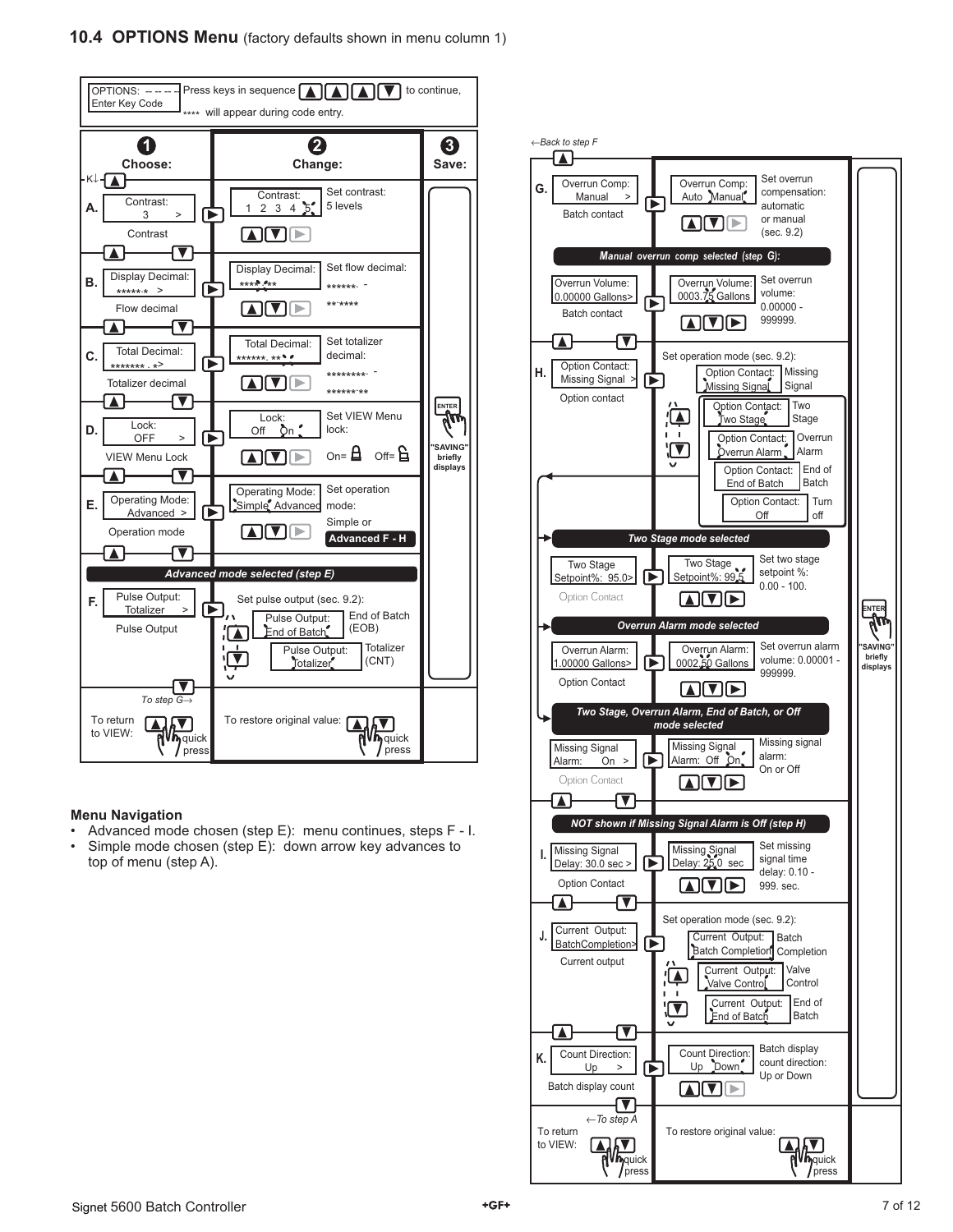## 10.4 OPTIONS Menu (factory defaults shown in menu column 1)

OPTIONS: -- -- -- -- Enter Key Code — Press keys in sequence ▲ ▲ ▲ ▼ to continue, **** will appear during code entry.

| | 1 Choose: | 2 Change: | | 3 Save: |
|---|---|---|---|---|
| A. | Contrast: 3 > (Contrast) | Contrast: 1 2 3 4 5 | Set contrast: 5 levels | ENTER — "SAVING" briefly displays |
| B. | Display Decimal: \*\*\*\*\*.\* > (Flow decimal) | Display Decimal: \*\*\*\*.\*\* | Set flow decimal: \*\*\*\*\*\*. - \*\*.\*\*\*\* | |
| C. | Total Decimal: \*\*\*\*\*\*\*.\*> (Totalizer decimal) | Total Decimal: \*\*\*\*\*\*.\*\* | Set totalizer decimal: \*\*\*\*\*\*\*\*. - \*\*\*\*\*\*.\*\* | |
| D. | Lock: OFF > (VIEW Menu Lock) | Lock: Off On | Set VIEW Menu lock: On= (locked) Off= (unlocked) | |
| E. | Operating Mode: Advanced > (Operation mode) | Operating Mode: Simple Advanced | Set operation mode: Simple or **Advanced F - H** | |
| | ***Advanced mode selected (step E)*** | | | |
| F. | Pulse Output: Totalizer > (Pulse Output) | Set pulse output (sec. 9.2): Pulse Output: End of Batch; Pulse Output: Totalizer | End of Batch (EOB); Totalizer (CNT) | |
| | *To step G→* | | | |
| | To return to VIEW: ▲▼ quick press | To restore original value: ▲▼ quick press | | |

*←Back to step F*

| | 1 Choose: | 2 Change: | | 3 Save: |
|---|---|---|---|---|
| G. | Overrun Comp: Manual > (Batch contact) | Overrun Comp: Auto Manual | Set overrun compensation: automatic or manual (sec. 9.2) | ENTER — "SAVING" briefly displays |
| | ***Manual overrun comp selected (step G):*** | | | |
| | Overrun Volume: 0.00000 Gallons> (Batch contact) | Overrun Volume: 0003.75 Gallons | Set overrun volume: 0.00000 - 999999. | |
| H. | Option Contact: Missing Signal > (Option contact) | Set operation mode (sec. 9.2): Option Contact: Missing Signal; Option Contact: Two Stage; Option Contact: Overrun Alarm; Option Contact: End of Batch; Option Contact: Off | Missing Signal; Two Stage; Overrun Alarm; End of Batch; Turn off | |
| | ***Two Stage mode selected*** | | | |
| | Two Stage Setpoint%: 95.0> (Option Contact) | Two Stage Setpoint%: 99.5 | Set two stage setpoint %: 0.00 - 100. | |
| | ***Overrun Alarm mode selected*** | | | |
| | Overrun Alarm: 1.00000 Gallons> (Option Contact) | Overrun Alarm: 0002.50 Gallons | Set overrun alarm volume: 0.00001 - 999999. | |
| | ***Two Stage, Overrun Alarm, End of Batch, or Off mode selected*** | | | |
| | Missing Signal Alarm: On > (Option Contact) | Missing Signal Alarm: Off On | Missing signal alarm: On or Off | |
| | ***NOT shown if Missing Signal Alarm is Off (step H)*** | | | |
| I. | Missing Signal Delay: 30.0 sec > (Option Contact) | Missing Signal Delay: 25.0 sec | Set missing signal time delay: 0.10 - 999. sec. | |
| J. | Current Output: BatchCompletion> (Current output) | Set operation mode (sec. 9.2): Current Output: Batch Completion; Current Output: Valve Control; Current Output: End of Batch | Batch Completion; Valve Control; End of Batch | |
| K. | Count Direction: Up > (Batch display count) | Count Direction: Up Down | Batch display count direction: Up or Down | |
| | *←To step A* | | | |
| | To return to VIEW: ▲▼ quick press | To restore original value: ▲▼ quick press | | |

**Menu Navigation**

- Advanced mode chosen (step E): menu continues, steps F - I.
- Simple mode chosen (step E): down arrow key advances to top of menu (step A).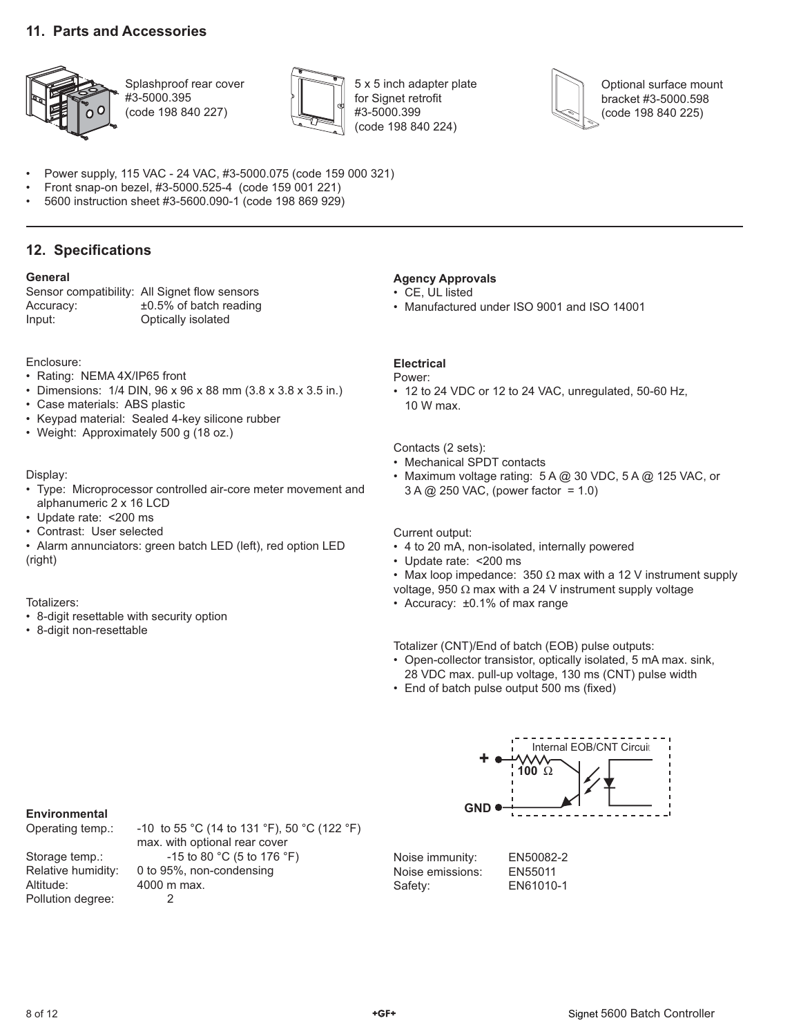## 11. Parts and Accessories

Splashproof rear cover #3-5000.395 (code 198 840 227)

5 x 5 inch adapter plate for Signet retrofit #3-5000.399 (code 198 840 224)

Optional surface mount bracket #3-5000.598 (code 198 840 225)

- Power supply, 115 VAC - 24 VAC, #3-5000.075 (code 159 000 321)
- Front snap-on bezel, #3-5000.525-4 (code 159 001 221)
- 5600 instruction sheet #3-5600.090-1 (code 198 869 929)

---

## 12. Specifications

### General

Sensor compatibility: All Signet flow sensors
Accuracy: ±0.5% of batch reading
Input: Optically isolated

Enclosure:
- Rating: NEMA 4X/IP65 front
- Dimensions: 1/4 DIN, 96 x 96 x 88 mm (3.8 x 3.8 x 3.5 in.)
- Case materials: ABS plastic
- Keypad material: Sealed 4-key silicone rubber
- Weight: Approximately 500 g (18 oz.)

Display:
- Type: Microprocessor controlled air-core meter movement and alphanumeric 2 x 16 LCD
- Update rate: <200 ms
- Contrast: User selected
- Alarm annunciators: green batch LED (left), red option LED (right)

Totalizers:
- 8-digit resettable with security option
- 8-digit non-resettable

### Environmental

Operating temp.: -10 to 55 °C (14 to 131 °F), 50 °C (122 °F) max. with optional rear cover
Storage temp.: -15 to 80 °C (5 to 176 °F)
Relative humidity: 0 to 95%, non-condensing
Altitude: 4000 m max.
Pollution degree: 2

### Agency Approvals

- CE, UL listed
- Manufactured under ISO 9001 and ISO 14001

### Electrical

Power:
- 12 to 24 VDC or 12 to 24 VAC, unregulated, 50-60 Hz, 10 W max.

Contacts (2 sets):
- Mechanical SPDT contacts
- Maximum voltage rating: 5 A @ 30 VDC, 5 A @ 125 VAC, or 3 A @ 250 VAC, (power factor = 1.0)

Current output:
- 4 to 20 mA, non-isolated, internally powered
- Update rate: <200 ms
- Max loop impedance: 350 Ω max with a 12 V instrument supply voltage, 950 Ω max with a 24 V instrument supply voltage
- Accuracy: ±0.1% of max range

Totalizer (CNT)/End of batch (EOB) pulse outputs:
- Open-collector transistor, optically isolated, 5 mA max. sink, 28 VDC max. pull-up voltage, 130 ms (CNT) pulse width
- End of batch pulse output 500 ms (fixed)

Internal EOB/CNT Circuit
+
100 Ω
GND

Noise immunity: EN50082-2
Noise emissions: EN55011
Safety: EN61010-1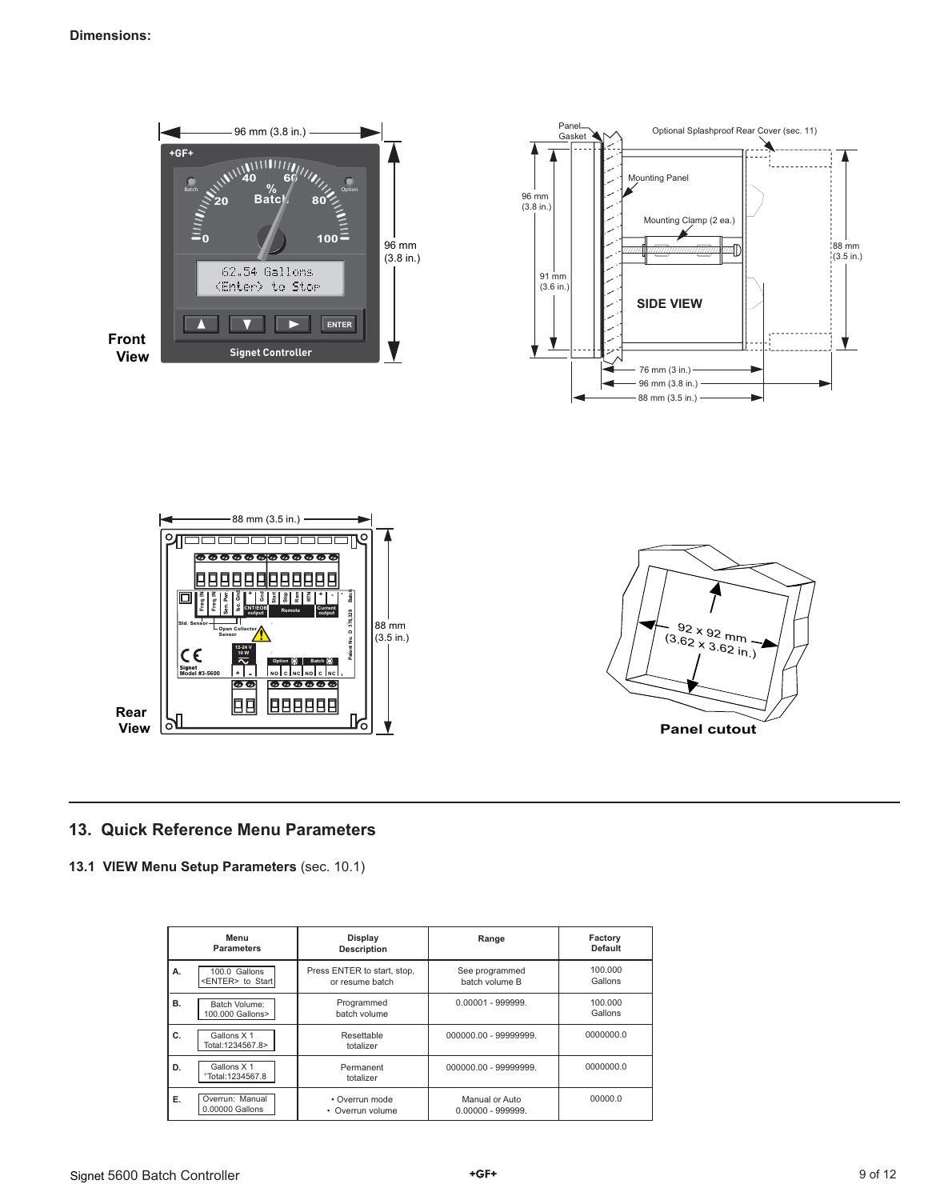**Dimensions:**

96 mm (3.8 in.)

96 mm (3.8 in.)

**Front View**

Panel Gasket

Optional Splashproof Rear Cover (sec. 11)

Mounting Panel

Mounting Clamp (2 ea.)

96 mm (3.8 in.)

91 mm (3.6 in.)

88 mm (3.5 in.)

**SIDE VIEW**

76 mm (3 in.)

96 mm (3.8 in.)

88 mm (3.5 in.)

88 mm (3.5 in.)

88 mm (3.5 in.)

**Rear View**

92 x 92 mm (3.62 x 3.62 in.)

**Panel cutout**

## 13. Quick Reference Menu Parameters

### 13.1 VIEW Menu Setup Parameters (sec. 10.1)

| | Menu Parameters | Display Description | Range | Factory Default |
|---|---|---|---|---|
| A. | 100.0 Gallons <ENTER> to Start | Press ENTER to start, stop, or resume batch | See programmed batch volume B | 100.000 Gallons |
| B. | Batch Volume: 100.000 Gallons> | Programmed batch volume | 0.00001 - 999999. | 100.000 Gallons |
| C. | Gallons X 1 Total:1234567.8> | Resettable totalizer | 000000.00 - 99999999. | 0000000.0 |
| D. | Gallons X 1 °Total:1234567.8 | Permanent totalizer | 000000.00 - 99999999. | 0000000.0 |
| E. | Overrun: Manual 0.00000 Gallons | • Overrun mode • Overrun volume | Manual or Auto 0.00000 - 999999. | 00000.0 |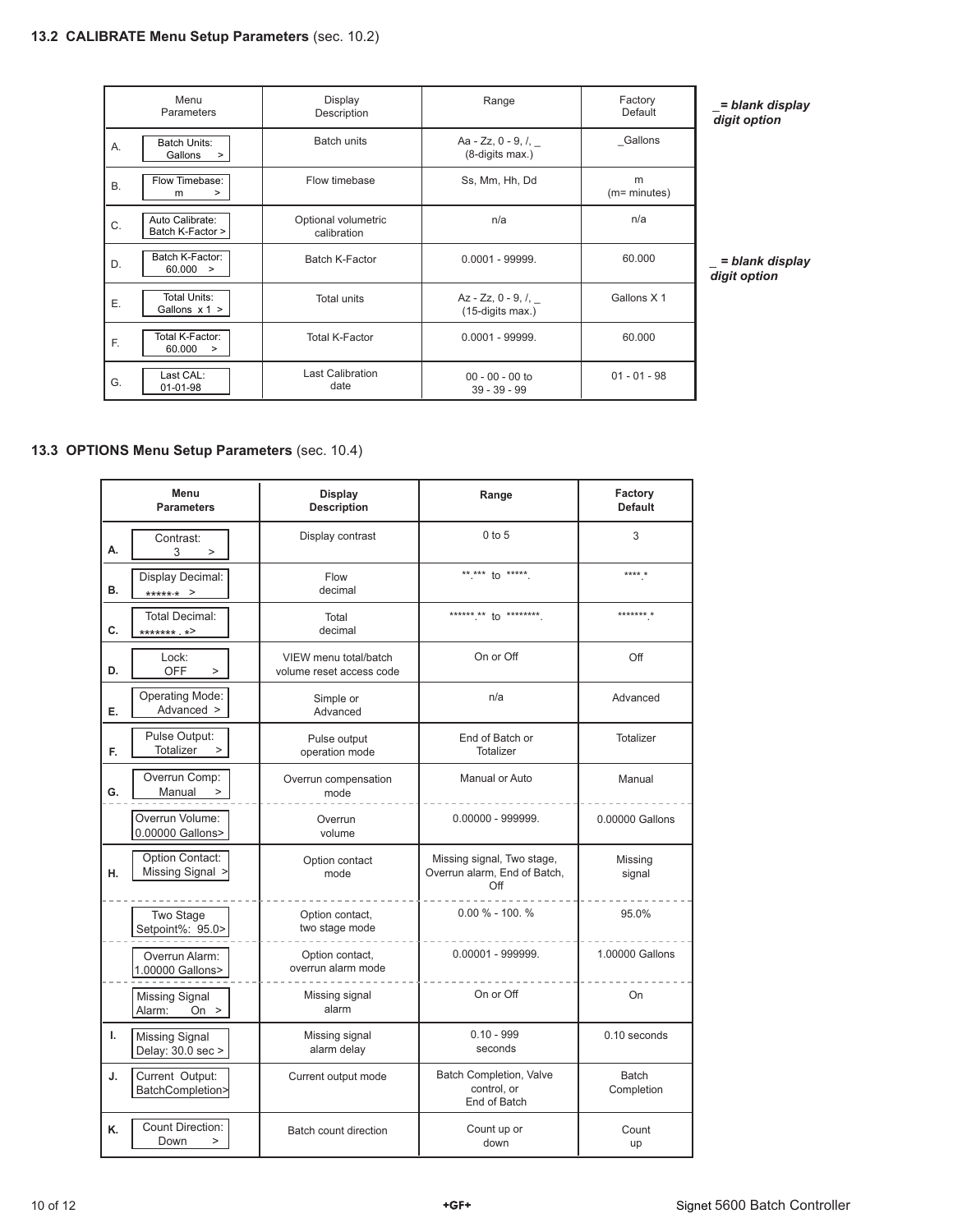### 13.2 CALIBRATE Menu Setup Parameters (sec. 10.2)

| | Menu Parameters | Display Description | Range | Factory Default |
|---|---|---|---|---|
| A. | Batch Units: Gallons > | Batch units | Aa - Zz, 0 - 9, /, _ (8-digits max.) | _Gallons |
| B. | Flow Timebase: m > | Flow timebase | Ss, Mm, Hh, Dd | m (m= minutes) |
| C. | Auto Calibrate: Batch K-Factor > | Optional volumetric calibration | n/a | n/a |
| D. | Batch K-Factor: 60.000 > | Batch K-Factor | 0.0001 - 99999. | 60.000 |
| E. | Total Units: Gallons x 1 > | Total units | Az - Zz, 0 - 9, /, _ (15-digits max.) | Gallons X 1 |
| F. | Total K-Factor: 60.000 > | Total K-Factor | 0.0001 - 99999. | 60.000 |
| G. | Last CAL: 01-01-98 | Last Calibration date | 00 - 00 - 00 to 39 - 39 - 99 | 01 - 01 - 98 |

*_ = blank display digit option*

*_ = blank display digit option*

### 13.3 OPTIONS Menu Setup Parameters (sec. 10.4)

| | Menu Parameters | Display Description | Range | Factory Default |
|---|---|---|---|---|
| A. | Contrast: 3 > | Display contrast | 0 to 5 | 3 |
| B. | Display Decimal: *****.* > | Flow decimal | **.*** to *****. | ****.* |
| C. | Total Decimal: *******.*> | Total decimal | ******.** to ********. | *******.* |
| D. | Lock: OFF > | VIEW menu total/batch volume reset access code | On or Off | Off |
| E. | Operating Mode: Advanced > | Simple or Advanced | n/a | Advanced |
| F. | Pulse Output: Totalizer > | Pulse output operation mode | End of Batch or Totalizer | Totalizer |
| G. | Overrun Comp: Manual > | Overrun compensation mode | Manual or Auto | Manual |
| | Overrun Volume: 0.00000 Gallons> | Overrun volume | 0.00000 - 999999. | 0.00000 Gallons |
| H. | Option Contact: Missing Signal > | Option contact mode | Missing signal, Two stage, Overrun alarm, End of Batch, Off | Missing signal |
| | Two Stage Setpoint%: 95.0> | Option contact, two stage mode | 0.00 % - 100. % | 95.0% |
| | Overrun Alarm: 1.00000 Gallons> | Option contact, overrun alarm mode | 0.00001 - 999999. | 1.00000 Gallons |
| | Missing Signal Alarm: On > | Missing signal alarm | On or Off | On |
| I. | Missing Signal Delay: 30.0 sec > | Missing signal alarm delay | 0.10 - 999 seconds | 0.10 seconds |
| J. | Current Output: BatchCompletion> | Current output mode | Batch Completion, Valve control, or End of Batch | Batch Completion |
| K. | Count Direction: Down > | Batch count direction | Count up or down | Count up |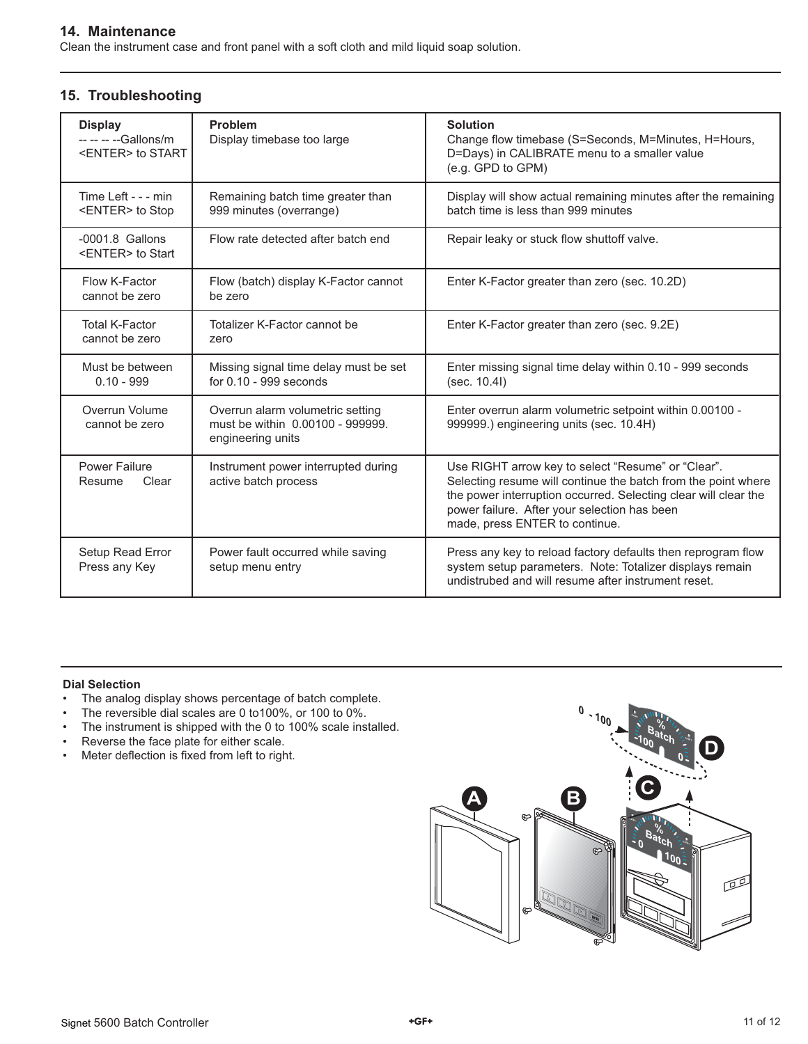## 14. Maintenance

Clean the instrument case and front panel with a soft cloth and mild liquid soap solution.

## 15. Troubleshooting

| Display | Problem | Solution |
|---|---|---|
| -- -- -- --Gallons/m <ENTER> to START | Display timebase too large | Change flow timebase (S=Seconds, M=Minutes, H=Hours, D=Days) in CALIBRATE menu to a smaller value (e.g. GPD to GPM) |
| Time Left - - - min <ENTER> to Stop | Remaining batch time greater than 999 minutes (overrange) | Display will show actual remaining minutes after the remaining batch time is less than 999 minutes |
| -0001.8 Gallons <ENTER> to Start | Flow rate detected after batch end | Repair leaky or stuck flow shuttoff valve. |
| Flow K-Factor cannot be zero | Flow (batch) display K-Factor cannot be zero | Enter K-Factor greater than zero (sec. 10.2D) |
| Total K-Factor cannot be zero | Totalizer K-Factor cannot be zero | Enter K-Factor greater than zero (sec. 9.2E) |
| Must be between 0.10 - 999 | Missing signal time delay must be set for 0.10 - 999 seconds | Enter missing signal time delay within 0.10 - 999 seconds (sec. 10.4I) |
| Overrun Volume cannot be zero | Overrun alarm volumetric setting must be within 0.00100 - 999999. engineering units | Enter overrun alarm volumetric setpoint within 0.00100 - 999999.) engineering units (sec. 10.4H) |
| Power Failure Resume Clear | Instrument power interrupted during active batch process | Use RIGHT arrow key to select “Resume” or “Clear”. Selecting resume will continue the batch from the point where the power interruption occurred. Selecting clear will clear the power failure. After your selection has been made, press ENTER to continue. |
| Setup Read Error Press any Key | Power fault occurred while saving setup menu entry | Press any key to reload factory defaults then reprogram flow system setup parameters. Note: Totalizer displays remain undistrubed and will resume after instrument reset. |

**Dial Selection**

- The analog display shows percentage of batch complete.
- The reversible dial scales are 0 to100%, or 100 to 0%.
- The instrument is shipped with the 0 to 100% scale installed.
- Reverse the face plate for either scale.
- Meter deflection is fixed from left to right.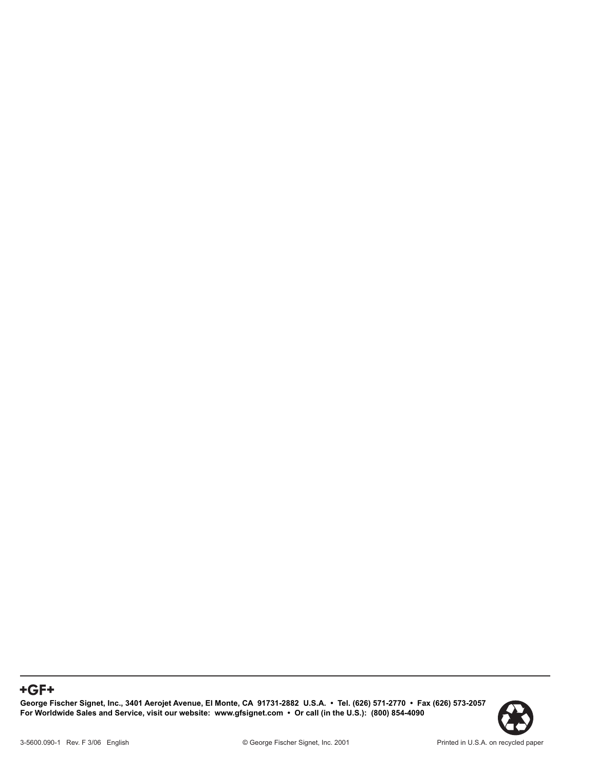+GF+

**George Fischer Signet, Inc., 3401 Aerojet Avenue, El Monte, CA 91731-2882 U.S.A. • Tel. (626) 571-2770 • Fax (626) 573-2057**
**For Worldwide Sales and Service, visit our website: www.gfsignet.com • Or call (in the U.S.): (800) 854-4090**

3-5600.090-1 Rev. F 3/06 English

© George Fischer Signet, Inc. 2001

Printed in U.S.A. on recycled paper